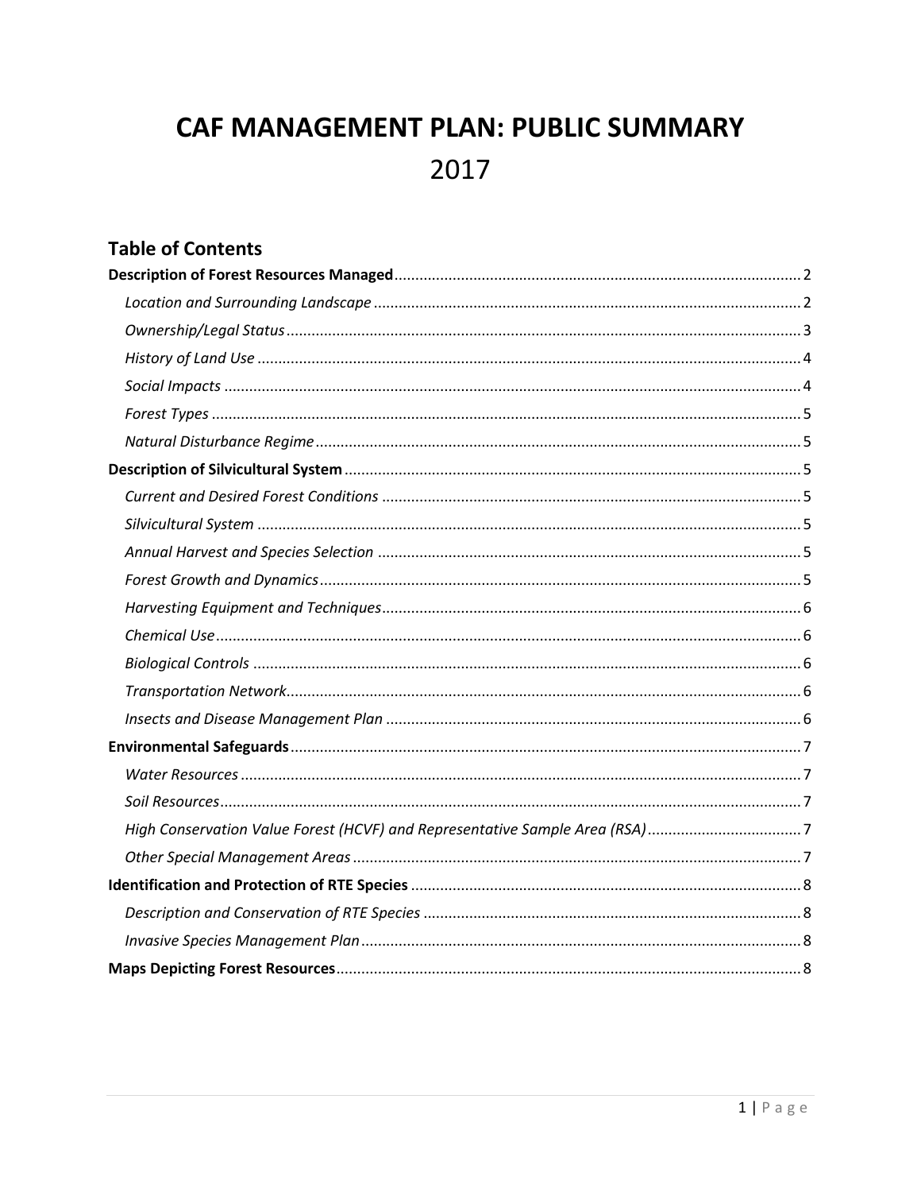# CAF MANAGEMENT PLAN: PUBLIC SUMMARY

## 2017

## Table of Contents

**Description of Forest Resources Managed** ..... 2

- *Location and Surrounding Landscape* ..... 2
- *Ownership/Legal Status* ..... 3
- *History of Land Use* ..... 4
- *Social Impacts* ..... 4
- *Forest Types* ..... 5
- *Natural Disturbance Regime* ..... 5

**Description of Silvicultural System** ..... 5

- *Current and Desired Forest Conditions* ..... 5
- *Silvicultural System* ..... 5
- *Annual Harvest and Species Selection* ..... 5
- *Forest Growth and Dynamics* ..... 5
- *Harvesting Equipment and Techniques* ..... 6
- *Chemical Use* ..... 6
- *Biological Controls* ..... 6
- *Transportation Network* ..... 6
- *Insects and Disease Management Plan* ..... 6

**Environmental Safeguards** ..... 7

- *Water Resources* ..... 7
- *Soil Resources* ..... 7
- *High Conservation Value Forest (HCVF) and Representative Sample Area (RSA)* ..... 7
- *Other Special Management Areas* ..... 7

**Identification and Protection of RTE Species** ..... 8

- *Description and Conservation of RTE Species* ..... 8
- *Invasive Species Management Plan* ..... 8

**Maps Depicting Forest Resources** ..... 8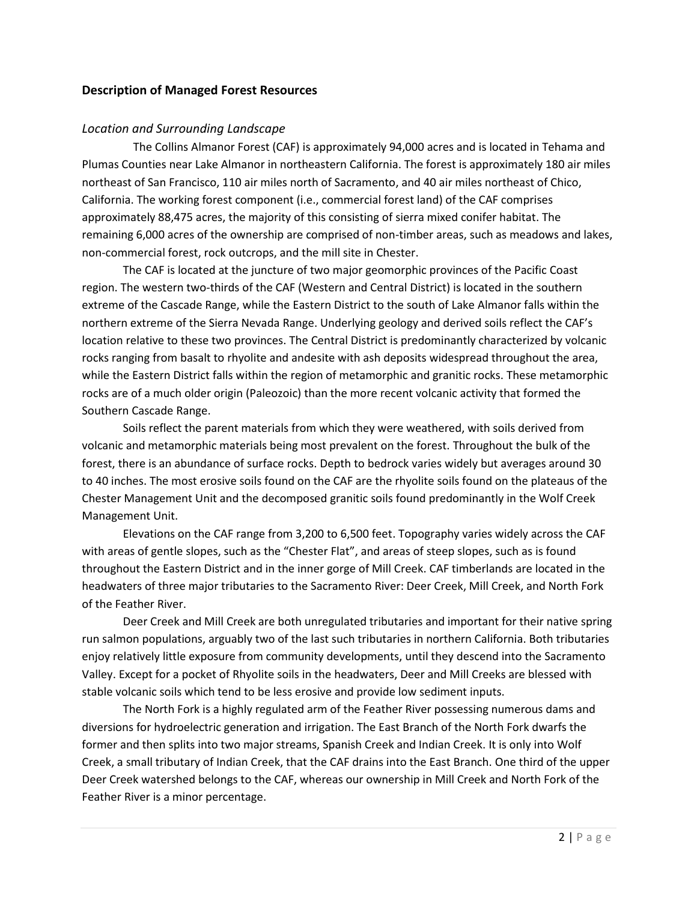## Description of Managed Forest Resources

### *Location and Surrounding Landscape*

The Collins Almanor Forest (CAF) is approximately 94,000 acres and is located in Tehama and Plumas Counties near Lake Almanor in northeastern California. The forest is approximately 180 air miles northeast of San Francisco, 110 air miles north of Sacramento, and 40 air miles northeast of Chico, California. The working forest component (i.e., commercial forest land) of the CAF comprises approximately 88,475 acres, the majority of this consisting of sierra mixed conifer habitat. The remaining 6,000 acres of the ownership are comprised of non-timber areas, such as meadows and lakes, non-commercial forest, rock outcrops, and the mill site in Chester.

The CAF is located at the juncture of two major geomorphic provinces of the Pacific Coast region. The western two-thirds of the CAF (Western and Central District) is located in the southern extreme of the Cascade Range, while the Eastern District to the south of Lake Almanor falls within the northern extreme of the Sierra Nevada Range. Underlying geology and derived soils reflect the CAF's location relative to these two provinces. The Central District is predominantly characterized by volcanic rocks ranging from basalt to rhyolite and andesite with ash deposits widespread throughout the area, while the Eastern District falls within the region of metamorphic and granitic rocks. These metamorphic rocks are of a much older origin (Paleozoic) than the more recent volcanic activity that formed the Southern Cascade Range.

Soils reflect the parent materials from which they were weathered, with soils derived from volcanic and metamorphic materials being most prevalent on the forest. Throughout the bulk of the forest, there is an abundance of surface rocks. Depth to bedrock varies widely but averages around 30 to 40 inches. The most erosive soils found on the CAF are the rhyolite soils found on the plateaus of the Chester Management Unit and the decomposed granitic soils found predominantly in the Wolf Creek Management Unit.

Elevations on the CAF range from 3,200 to 6,500 feet. Topography varies widely across the CAF with areas of gentle slopes, such as the "Chester Flat", and areas of steep slopes, such as is found throughout the Eastern District and in the inner gorge of Mill Creek. CAF timberlands are located in the headwaters of three major tributaries to the Sacramento River: Deer Creek, Mill Creek, and North Fork of the Feather River.

Deer Creek and Mill Creek are both unregulated tributaries and important for their native spring run salmon populations, arguably two of the last such tributaries in northern California. Both tributaries enjoy relatively little exposure from community developments, until they descend into the Sacramento Valley. Except for a pocket of Rhyolite soils in the headwaters, Deer and Mill Creeks are blessed with stable volcanic soils which tend to be less erosive and provide low sediment inputs.

The North Fork is a highly regulated arm of the Feather River possessing numerous dams and diversions for hydroelectric generation and irrigation. The East Branch of the North Fork dwarfs the former and then splits into two major streams, Spanish Creek and Indian Creek. It is only into Wolf Creek, a small tributary of Indian Creek, that the CAF drains into the East Branch. One third of the upper Deer Creek watershed belongs to the CAF, whereas our ownership in Mill Creek and North Fork of the Feather River is a minor percentage.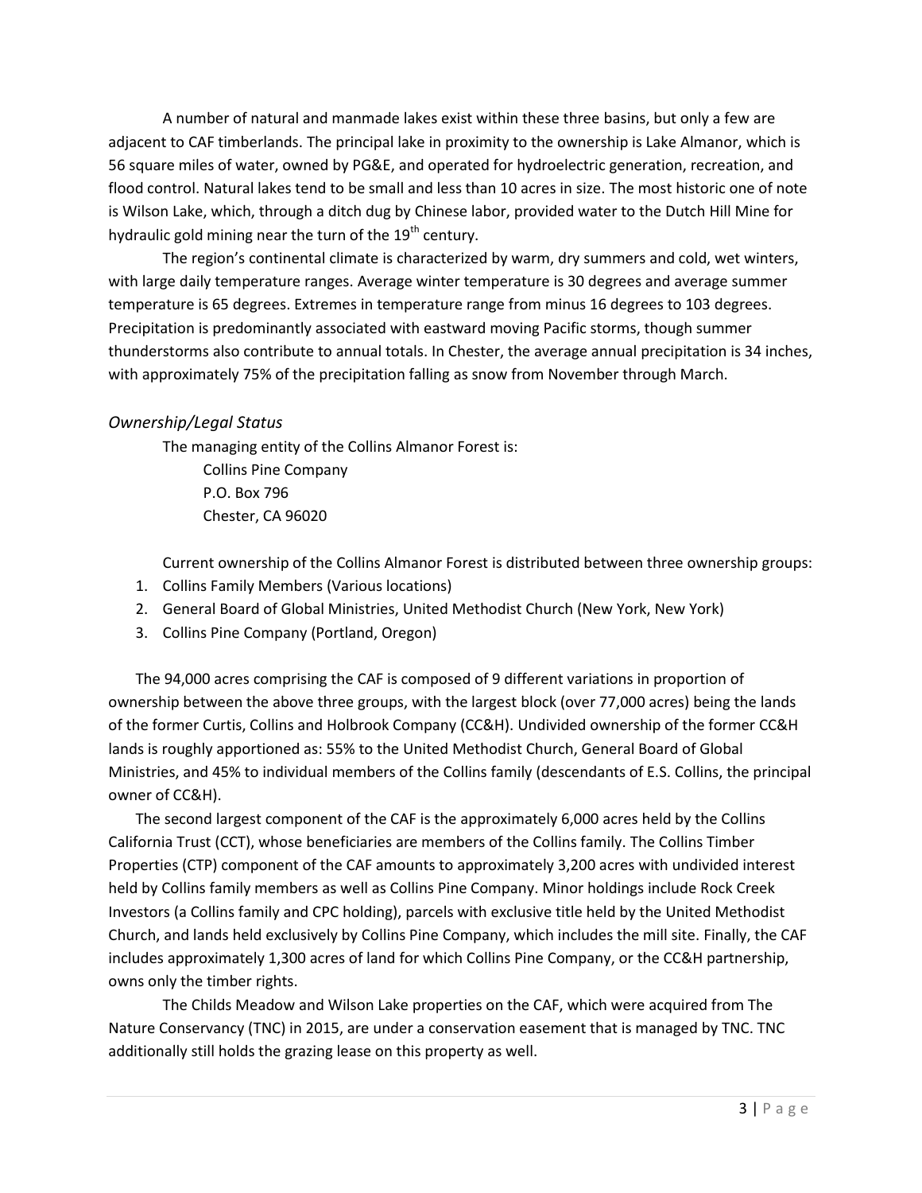A number of natural and manmade lakes exist within these three basins, but only a few are adjacent to CAF timberlands. The principal lake in proximity to the ownership is Lake Almanor, which is 56 square miles of water, owned by PG&E, and operated for hydroelectric generation, recreation, and flood control. Natural lakes tend to be small and less than 10 acres in size. The most historic one of note is Wilson Lake, which, through a ditch dug by Chinese labor, provided water to the Dutch Hill Mine for hydraulic gold mining near the turn of the 19th century.

The region's continental climate is characterized by warm, dry summers and cold, wet winters, with large daily temperature ranges. Average winter temperature is 30 degrees and average summer temperature is 65 degrees. Extremes in temperature range from minus 16 degrees to 103 degrees. Precipitation is predominantly associated with eastward moving Pacific storms, though summer thunderstorms also contribute to annual totals. In Chester, the average annual precipitation is 34 inches, with approximately 75% of the precipitation falling as snow from November through March.

### *Ownership/Legal Status*

The managing entity of the Collins Almanor Forest is:

Collins Pine Company
P.O. Box 796
Chester, CA 96020

Current ownership of the Collins Almanor Forest is distributed between three ownership groups:

1. Collins Family Members (Various locations)
2. General Board of Global Ministries, United Methodist Church (New York, New York)
3. Collins Pine Company (Portland, Oregon)

The 94,000 acres comprising the CAF is composed of 9 different variations in proportion of ownership between the above three groups, with the largest block (over 77,000 acres) being the lands of the former Curtis, Collins and Holbrook Company (CC&H). Undivided ownership of the former CC&H lands is roughly apportioned as: 55% to the United Methodist Church, General Board of Global Ministries, and 45% to individual members of the Collins family (descendants of E.S. Collins, the principal owner of CC&H).

The second largest component of the CAF is the approximately 6,000 acres held by the Collins California Trust (CCT), whose beneficiaries are members of the Collins family. The Collins Timber Properties (CTP) component of the CAF amounts to approximately 3,200 acres with undivided interest held by Collins family members as well as Collins Pine Company. Minor holdings include Rock Creek Investors (a Collins family and CPC holding), parcels with exclusive title held by the United Methodist Church, and lands held exclusively by Collins Pine Company, which includes the mill site. Finally, the CAF includes approximately 1,300 acres of land for which Collins Pine Company, or the CC&H partnership, owns only the timber rights.

The Childs Meadow and Wilson Lake properties on the CAF, which were acquired from The Nature Conservancy (TNC) in 2015, are under a conservation easement that is managed by TNC. TNC additionally still holds the grazing lease on this property as well.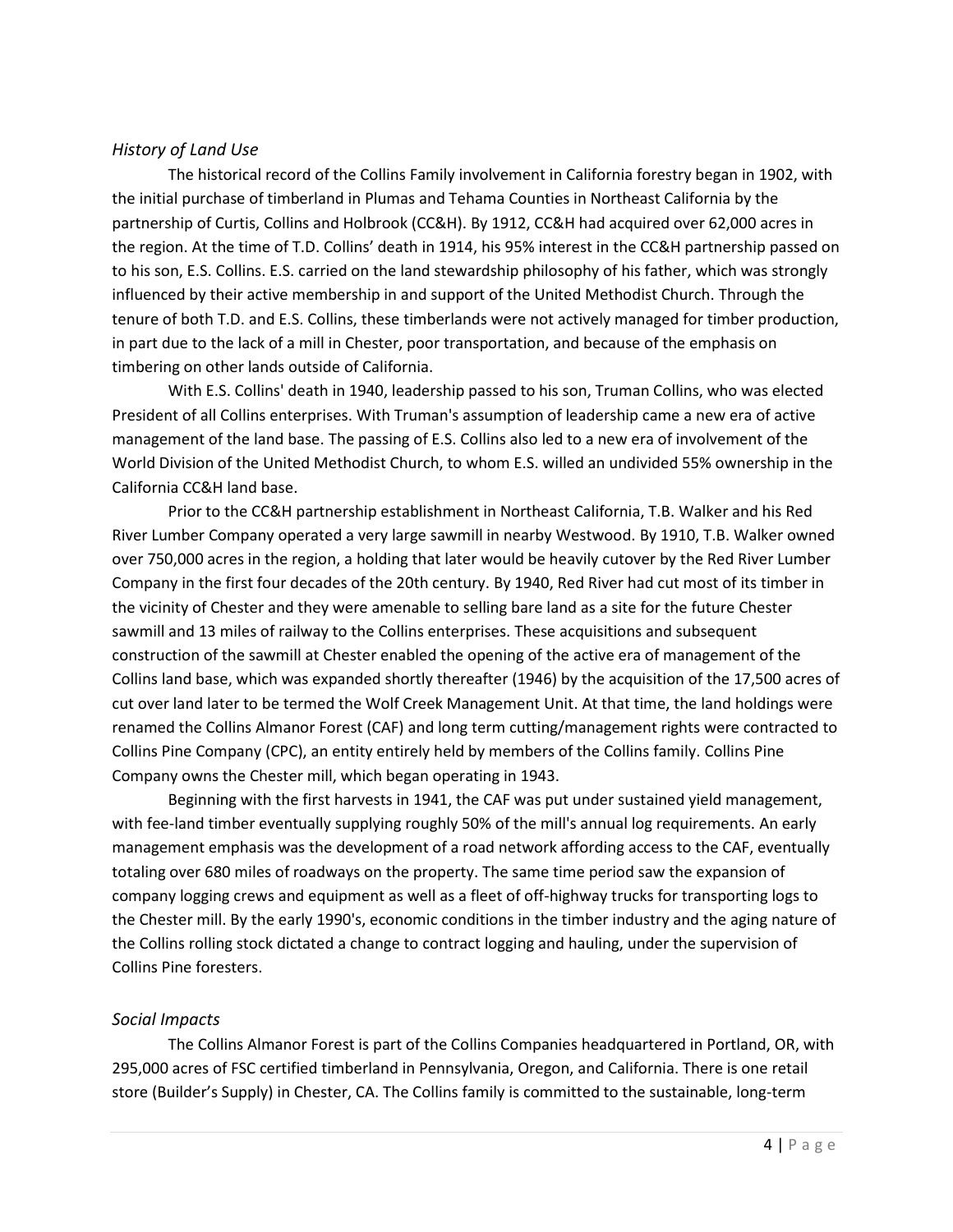### *History of Land Use*

The historical record of the Collins Family involvement in California forestry began in 1902, with the initial purchase of timberland in Plumas and Tehama Counties in Northeast California by the partnership of Curtis, Collins and Holbrook (CC&H). By 1912, CC&H had acquired over 62,000 acres in the region. At the time of T.D. Collins' death in 1914, his 95% interest in the CC&H partnership passed on to his son, E.S. Collins. E.S. carried on the land stewardship philosophy of his father, which was strongly influenced by their active membership in and support of the United Methodist Church. Through the tenure of both T.D. and E.S. Collins, these timberlands were not actively managed for timber production, in part due to the lack of a mill in Chester, poor transportation, and because of the emphasis on timbering on other lands outside of California.

With E.S. Collins' death in 1940, leadership passed to his son, Truman Collins, who was elected President of all Collins enterprises. With Truman's assumption of leadership came a new era of active management of the land base. The passing of E.S. Collins also led to a new era of involvement of the World Division of the United Methodist Church, to whom E.S. willed an undivided 55% ownership in the California CC&H land base.

Prior to the CC&H partnership establishment in Northeast California, T.B. Walker and his Red River Lumber Company operated a very large sawmill in nearby Westwood. By 1910, T.B. Walker owned over 750,000 acres in the region, a holding that later would be heavily cutover by the Red River Lumber Company in the first four decades of the 20th century. By 1940, Red River had cut most of its timber in the vicinity of Chester and they were amenable to selling bare land as a site for the future Chester sawmill and 13 miles of railway to the Collins enterprises. These acquisitions and subsequent construction of the sawmill at Chester enabled the opening of the active era of management of the Collins land base, which was expanded shortly thereafter (1946) by the acquisition of the 17,500 acres of cut over land later to be termed the Wolf Creek Management Unit. At that time, the land holdings were renamed the Collins Almanor Forest (CAF) and long term cutting/management rights were contracted to Collins Pine Company (CPC), an entity entirely held by members of the Collins family. Collins Pine Company owns the Chester mill, which began operating in 1943.

Beginning with the first harvests in 1941, the CAF was put under sustained yield management, with fee-land timber eventually supplying roughly 50% of the mill's annual log requirements. An early management emphasis was the development of a road network affording access to the CAF, eventually totaling over 680 miles of roadways on the property. The same time period saw the expansion of company logging crews and equipment as well as a fleet of off-highway trucks for transporting logs to the Chester mill. By the early 1990's, economic conditions in the timber industry and the aging nature of the Collins rolling stock dictated a change to contract logging and hauling, under the supervision of Collins Pine foresters.

### *Social Impacts*

The Collins Almanor Forest is part of the Collins Companies headquartered in Portland, OR, with 295,000 acres of FSC certified timberland in Pennsylvania, Oregon, and California. There is one retail store (Builder's Supply) in Chester, CA. The Collins family is committed to the sustainable, long-term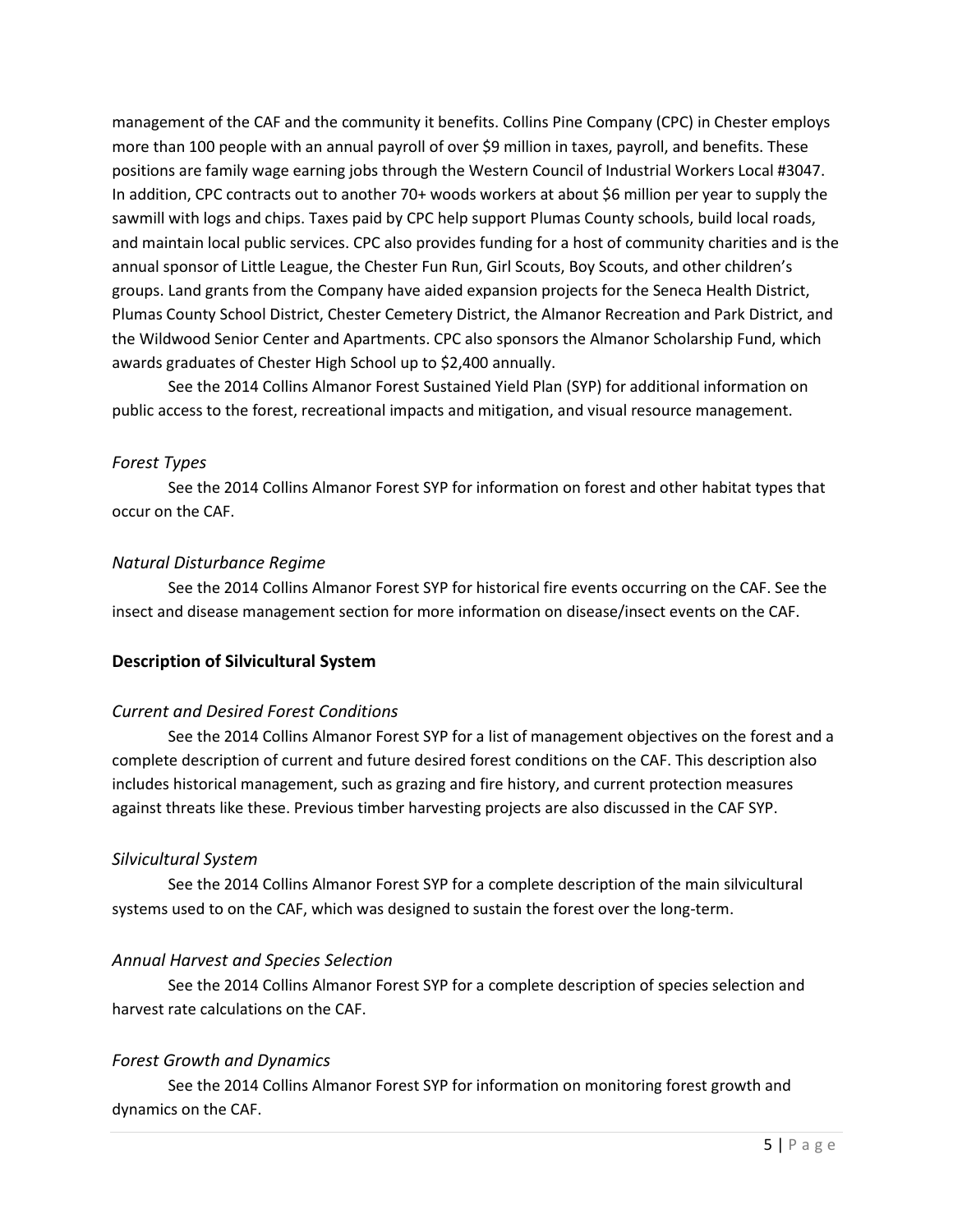management of the CAF and the community it benefits. Collins Pine Company (CPC) in Chester employs more than 100 people with an annual payroll of over $9 million in taxes, payroll, and benefits. These positions are family wage earning jobs through the Western Council of Industrial Workers Local #3047. In addition, CPC contracts out to another 70+ woods workers at about $6 million per year to supply the sawmill with logs and chips. Taxes paid by CPC help support Plumas County schools, build local roads, and maintain local public services. CPC also provides funding for a host of community charities and is the annual sponsor of Little League, the Chester Fun Run, Girl Scouts, Boy Scouts, and other children's groups. Land grants from the Company have aided expansion projects for the Seneca Health District, Plumas County School District, Chester Cemetery District, the Almanor Recreation and Park District, and the Wildwood Senior Center and Apartments. CPC also sponsors the Almanor Scholarship Fund, which awards graduates of Chester High School up to $2,400 annually.

See the 2014 Collins Almanor Forest Sustained Yield Plan (SYP) for additional information on public access to the forest, recreational impacts and mitigation, and visual resource management.

### *Forest Types*

See the 2014 Collins Almanor Forest SYP for information on forest and other habitat types that occur on the CAF.

### *Natural Disturbance Regime*

See the 2014 Collins Almanor Forest SYP for historical fire events occurring on the CAF. See the insect and disease management section for more information on disease/insect events on the CAF.

## **Description of Silvicultural System**

### *Current and Desired Forest Conditions*

See the 2014 Collins Almanor Forest SYP for a list of management objectives on the forest and a complete description of current and future desired forest conditions on the CAF. This description also includes historical management, such as grazing and fire history, and current protection measures against threats like these. Previous timber harvesting projects are also discussed in the CAF SYP.

### *Silvicultural System*

See the 2014 Collins Almanor Forest SYP for a complete description of the main silvicultural systems used to on the CAF, which was designed to sustain the forest over the long-term.

### *Annual Harvest and Species Selection*

See the 2014 Collins Almanor Forest SYP for a complete description of species selection and harvest rate calculations on the CAF.

### *Forest Growth and Dynamics*

See the 2014 Collins Almanor Forest SYP for information on monitoring forest growth and dynamics on the CAF.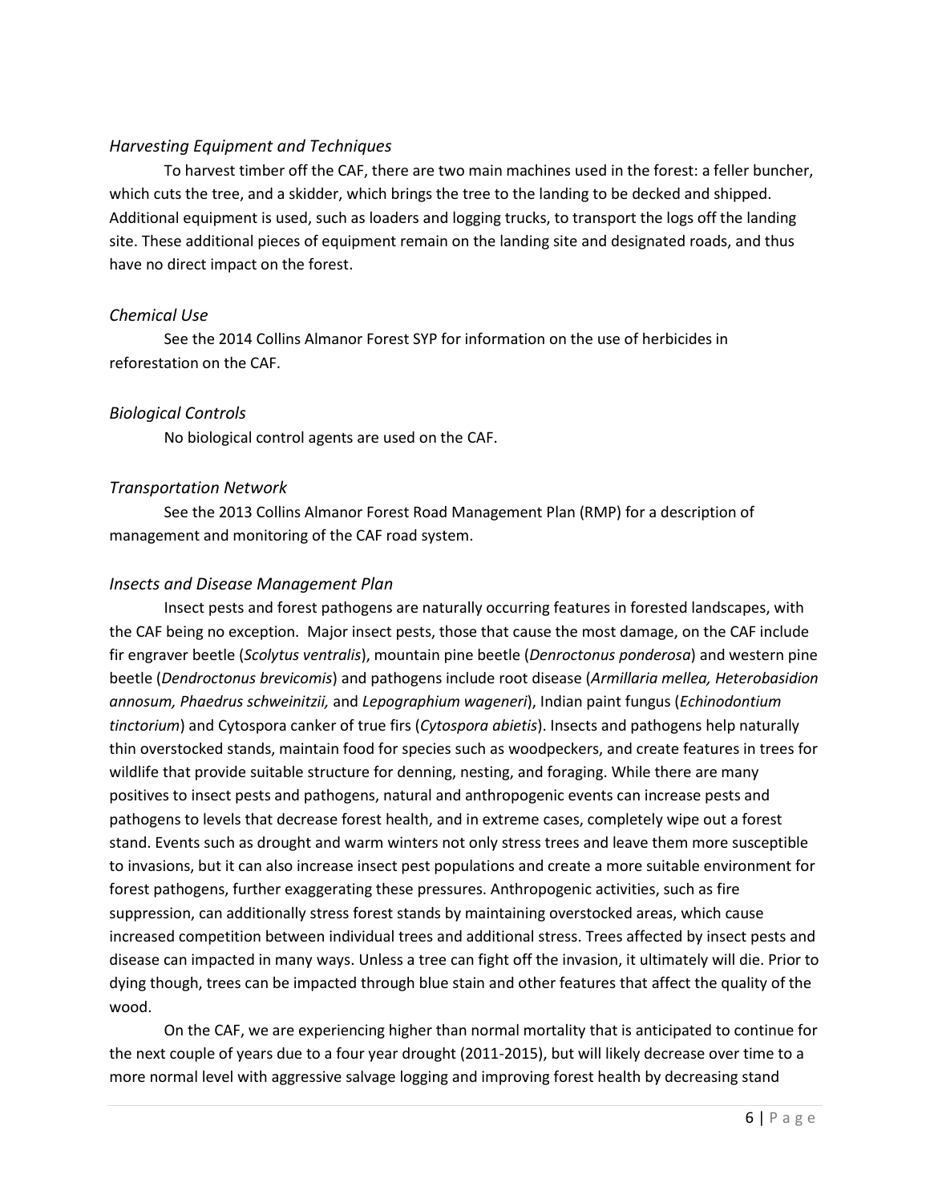### *Harvesting Equipment and Techniques*

To harvest timber off the CAF, there are two main machines used in the forest: a feller buncher, which cuts the tree, and a skidder, which brings the tree to the landing to be decked and shipped. Additional equipment is used, such as loaders and logging trucks, to transport the logs off the landing site. These additional pieces of equipment remain on the landing site and designated roads, and thus have no direct impact on the forest.

### *Chemical Use*

See the 2014 Collins Almanor Forest SYP for information on the use of herbicides in reforestation on the CAF.

### *Biological Controls*

No biological control agents are used on the CAF.

### *Transportation Network*

See the 2013 Collins Almanor Forest Road Management Plan (RMP) for a description of management and monitoring of the CAF road system.

### *Insects and Disease Management Plan*

Insect pests and forest pathogens are naturally occurring features in forested landscapes, with the CAF being no exception. Major insect pests, those that cause the most damage, on the CAF include fir engraver beetle (*Scolytus ventralis*), mountain pine beetle (*Denroctonus ponderosa*) and western pine beetle (*Dendroctonus brevicomis*) and pathogens include root disease (*Armillaria mellea, Heterobasidion annosum, Phaedrus schweinitzii,* and *Lepographium wageneri*), Indian paint fungus (*Echinodontium tinctorium*) and Cytospora canker of true firs (*Cytospora abietis*). Insects and pathogens help naturally thin overstocked stands, maintain food for species such as woodpeckers, and create features in trees for wildlife that provide suitable structure for denning, nesting, and foraging. While there are many positives to insect pests and pathogens, natural and anthropogenic events can increase pests and pathogens to levels that decrease forest health, and in extreme cases, completely wipe out a forest stand. Events such as drought and warm winters not only stress trees and leave them more susceptible to invasions, but it can also increase insect pest populations and create a more suitable environment for forest pathogens, further exaggerating these pressures. Anthropogenic activities, such as fire suppression, can additionally stress forest stands by maintaining overstocked areas, which cause increased competition between individual trees and additional stress. Trees affected by insect pests and disease can impacted in many ways. Unless a tree can fight off the invasion, it ultimately will die. Prior to dying though, trees can be impacted through blue stain and other features that affect the quality of the wood.

On the CAF, we are experiencing higher than normal mortality that is anticipated to continue for the next couple of years due to a four year drought (2011-2015), but will likely decrease over time to a more normal level with aggressive salvage logging and improving forest health by decreasing stand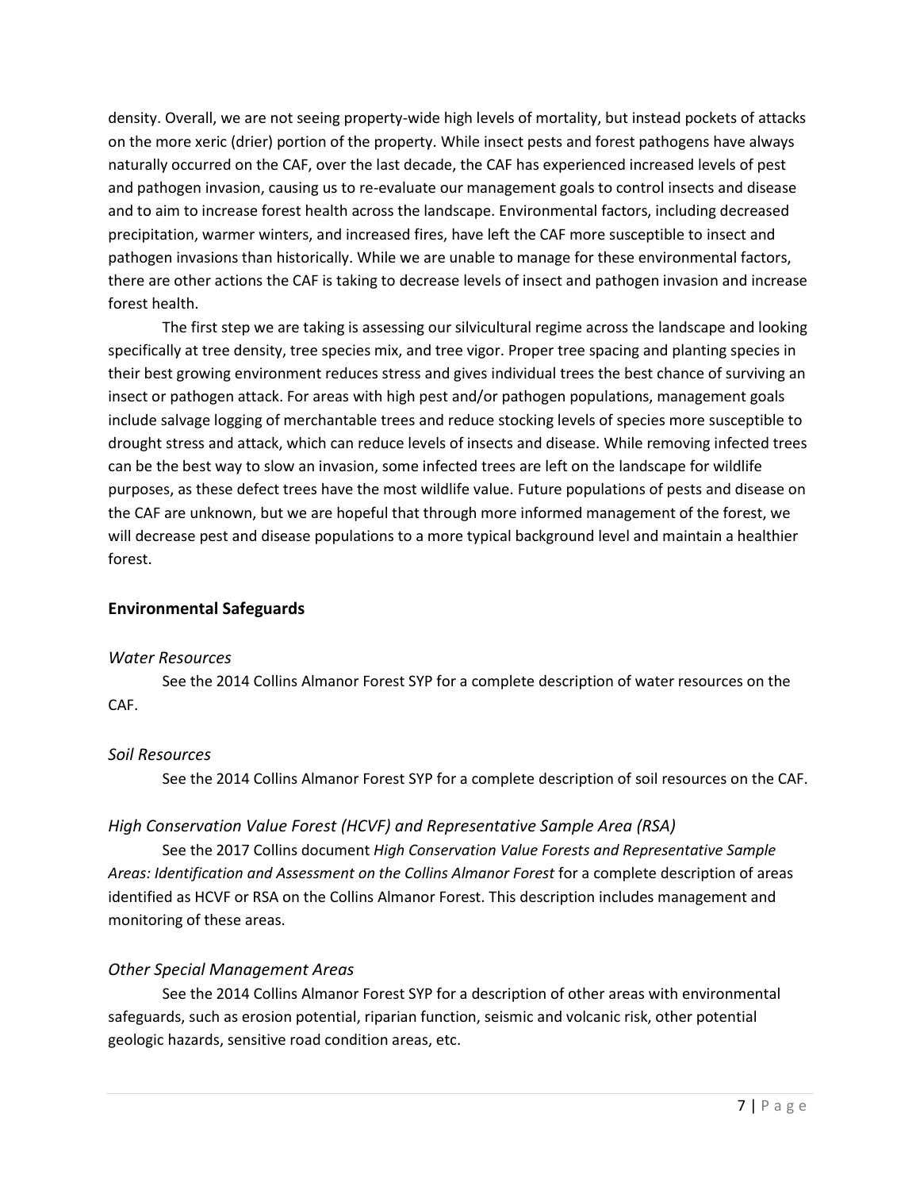density. Overall, we are not seeing property-wide high levels of mortality, but instead pockets of attacks on the more xeric (drier) portion of the property. While insect pests and forest pathogens have always naturally occurred on the CAF, over the last decade, the CAF has experienced increased levels of pest and pathogen invasion, causing us to re-evaluate our management goals to control insects and disease and to aim to increase forest health across the landscape. Environmental factors, including decreased precipitation, warmer winters, and increased fires, have left the CAF more susceptible to insect and pathogen invasions than historically. While we are unable to manage for these environmental factors, there are other actions the CAF is taking to decrease levels of insect and pathogen invasion and increase forest health.

The first step we are taking is assessing our silvicultural regime across the landscape and looking specifically at tree density, tree species mix, and tree vigor. Proper tree spacing and planting species in their best growing environment reduces stress and gives individual trees the best chance of surviving an insect or pathogen attack. For areas with high pest and/or pathogen populations, management goals include salvage logging of merchantable trees and reduce stocking levels of species more susceptible to drought stress and attack, which can reduce levels of insects and disease. While removing infected trees can be the best way to slow an invasion, some infected trees are left on the landscape for wildlife purposes, as these defect trees have the most wildlife value. Future populations of pests and disease on the CAF are unknown, but we are hopeful that through more informed management of the forest, we will decrease pest and disease populations to a more typical background level and maintain a healthier forest.

## Environmental Safeguards

### *Water Resources*

See the 2014 Collins Almanor Forest SYP for a complete description of water resources on the CAF.

### *Soil Resources*

See the 2014 Collins Almanor Forest SYP for a complete description of soil resources on the CAF.

### *High Conservation Value Forest (HCVF) and Representative Sample Area (RSA)*

See the 2017 Collins document *High Conservation Value Forests and Representative Sample Areas: Identification and Assessment on the Collins Almanor Forest* for a complete description of areas identified as HCVF or RSA on the Collins Almanor Forest. This description includes management and monitoring of these areas.

### *Other Special Management Areas*

See the 2014 Collins Almanor Forest SYP for a description of other areas with environmental safeguards, such as erosion potential, riparian function, seismic and volcanic risk, other potential geologic hazards, sensitive road condition areas, etc.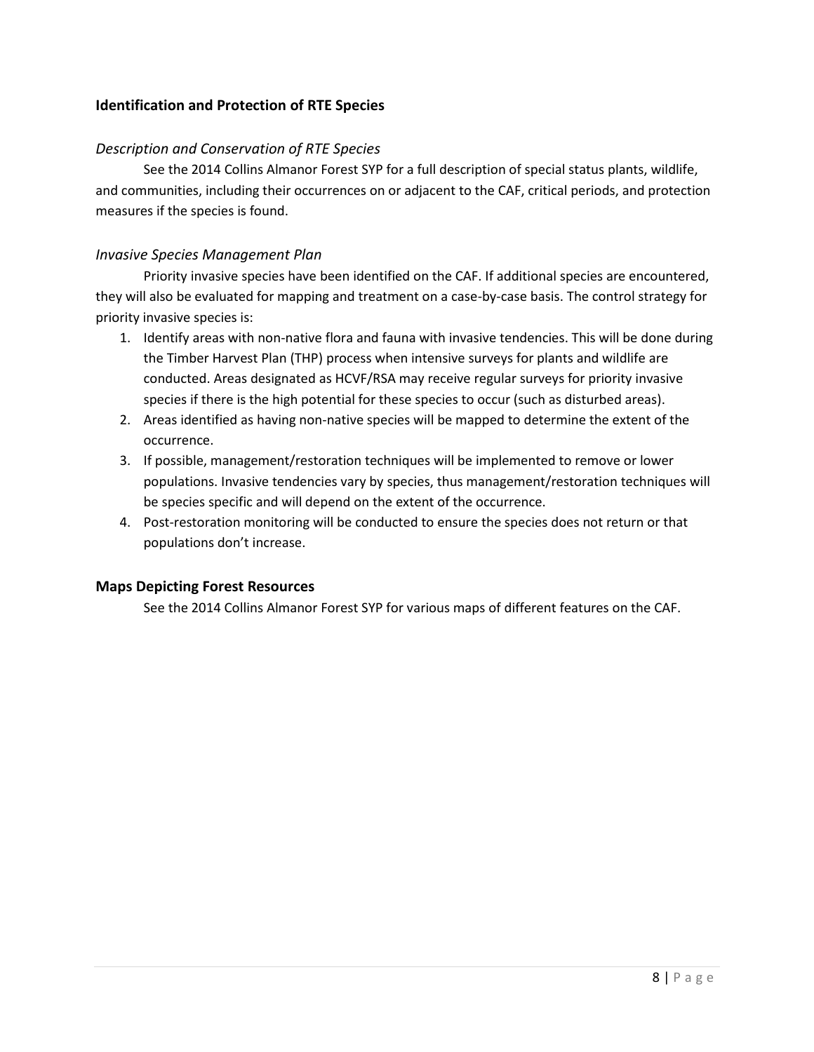## Identification and Protection of RTE Species

### *Description and Conservation of RTE Species*

See the 2014 Collins Almanor Forest SYP for a full description of special status plants, wildlife, and communities, including their occurrences on or adjacent to the CAF, critical periods, and protection measures if the species is found.

### *Invasive Species Management Plan*

Priority invasive species have been identified on the CAF. If additional species are encountered, they will also be evaluated for mapping and treatment on a case-by-case basis. The control strategy for priority invasive species is:

1. Identify areas with non-native flora and fauna with invasive tendencies. This will be done during the Timber Harvest Plan (THP) process when intensive surveys for plants and wildlife are conducted. Areas designated as HCVF/RSA may receive regular surveys for priority invasive species if there is the high potential for these species to occur (such as disturbed areas).
2. Areas identified as having non-native species will be mapped to determine the extent of the occurrence.
3. If possible, management/restoration techniques will be implemented to remove or lower populations. Invasive tendencies vary by species, thus management/restoration techniques will be species specific and will depend on the extent of the occurrence.
4. Post-restoration monitoring will be conducted to ensure the species does not return or that populations don't increase.

## Maps Depicting Forest Resources

See the 2014 Collins Almanor Forest SYP for various maps of different features on the CAF.